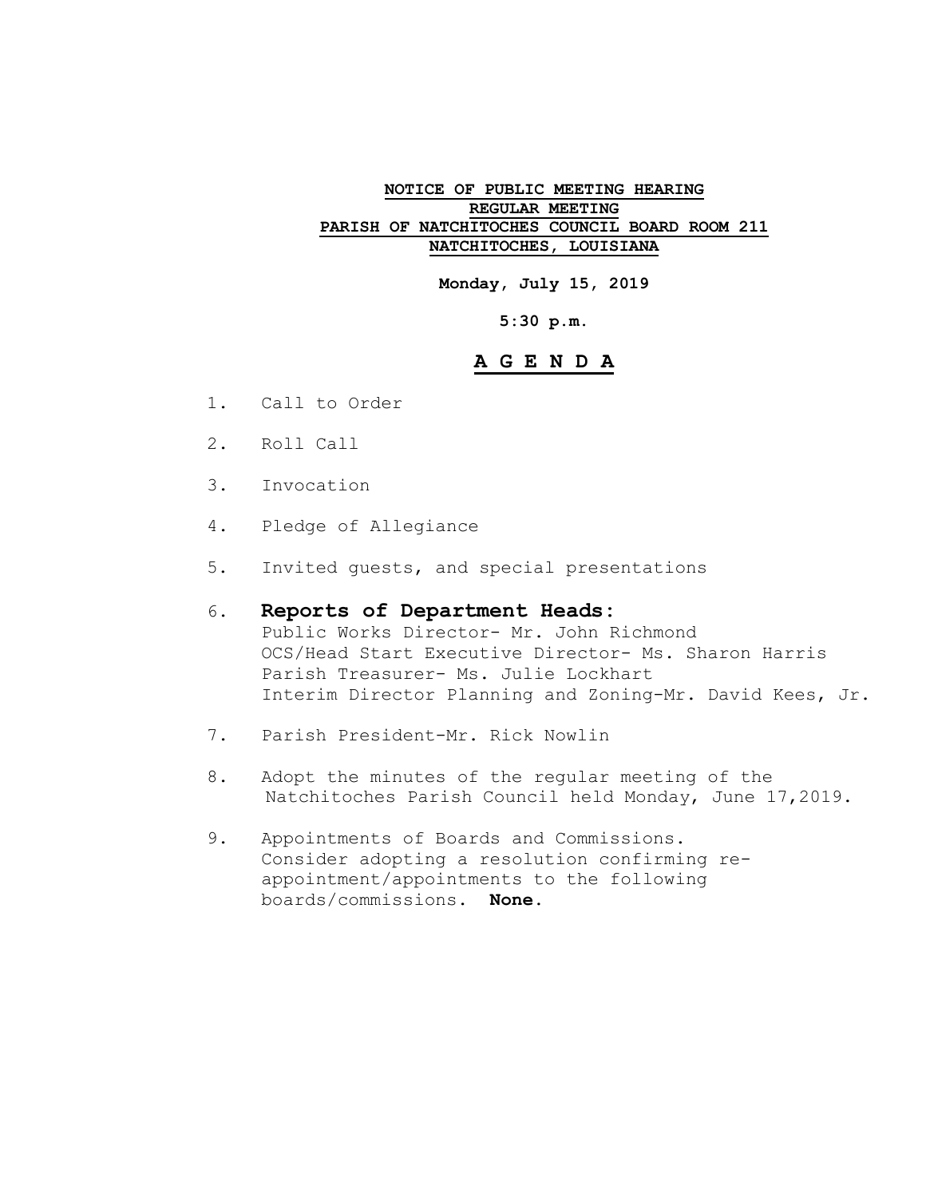**NOTICE OF PUBLIC MEETING HEARING**
**REGULAR MEETING**
**PARISH OF NATCHITOCHES COUNCIL BOARD ROOM 211**
**NATCHITOCHES, LOUISIANA**

**Monday, July 15, 2019**

**5:30 p.m.**

# A G E N D A

1. Call to Order
2. Roll Call
3. Invocation
4. Pledge of Allegiance
5. Invited guests, and special presentations
6. **Reports of Department Heads:**
   Public Works Director- Mr. John Richmond
   OCS/Head Start Executive Director- Ms. Sharon Harris
   Parish Treasurer- Ms. Julie Lockhart
   Interim Director Planning and Zoning-Mr. David Kees, Jr.
7. Parish President-Mr. Rick Nowlin
8. Adopt the minutes of the regular meeting of the Natchitoches Parish Council held Monday, June 17,2019.
9. Appointments of Boards and Commissions. Consider adopting a resolution confirming re-appointment/appointments to the following boards/commissions. **None**.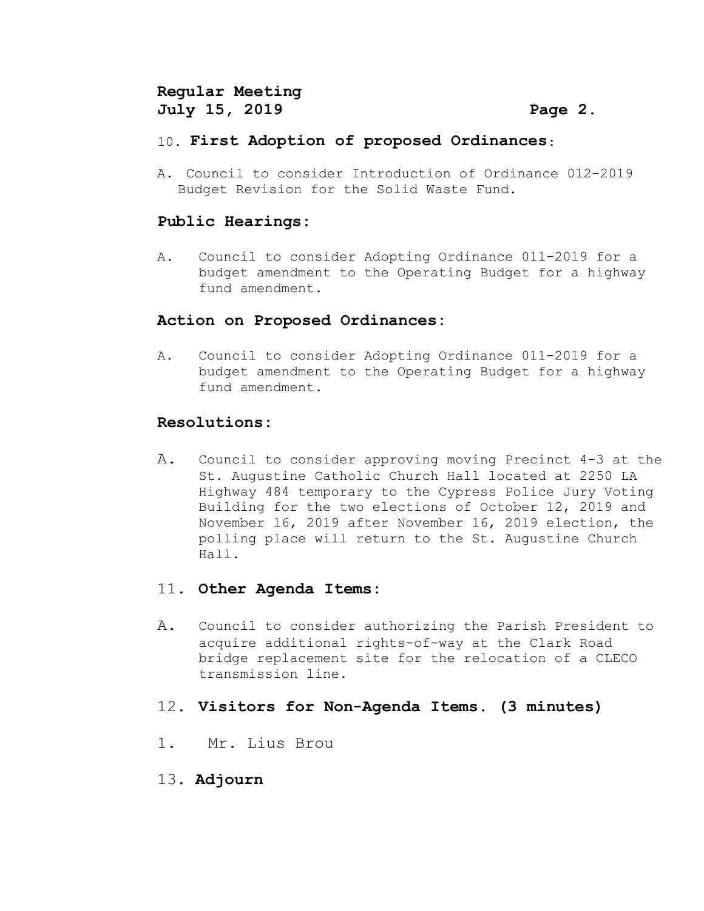**Regular Meeting**
**July 15, 2019**

10. **First Adoption of proposed Ordinances**:

A. Council to consider Introduction of Ordinance 012-2019 Budget Revision for the Solid Waste Fund.

**Public Hearings:**

A. Council to consider Adopting Ordinance 011-2019 for a budget amendment to the Operating Budget for a highway fund amendment.

**Action on Proposed Ordinances:**

A. Council to consider Adopting Ordinance 011-2019 for a budget amendment to the Operating Budget for a highway fund amendment.

**Resolutions:**

A. Council to consider approving moving Precinct 4-3 at the St. Augustine Catholic Church Hall located at 2250 LA Highway 484 temporary to the Cypress Police Jury Voting Building for the two elections of October 12, 2019 and November 16, 2019 after November 16, 2019 election, the polling place will return to the St. Augustine Church Hall.

11. **Other Agenda Items:**

A. Council to consider authorizing the Parish President to acquire additional rights-of-way at the Clark Road bridge replacement site for the relocation of a CLECO transmission line.

12. **Visitors for Non-Agenda Items. (3 minutes)**

1. Mr. Lius Brou

13. **Adjourn**